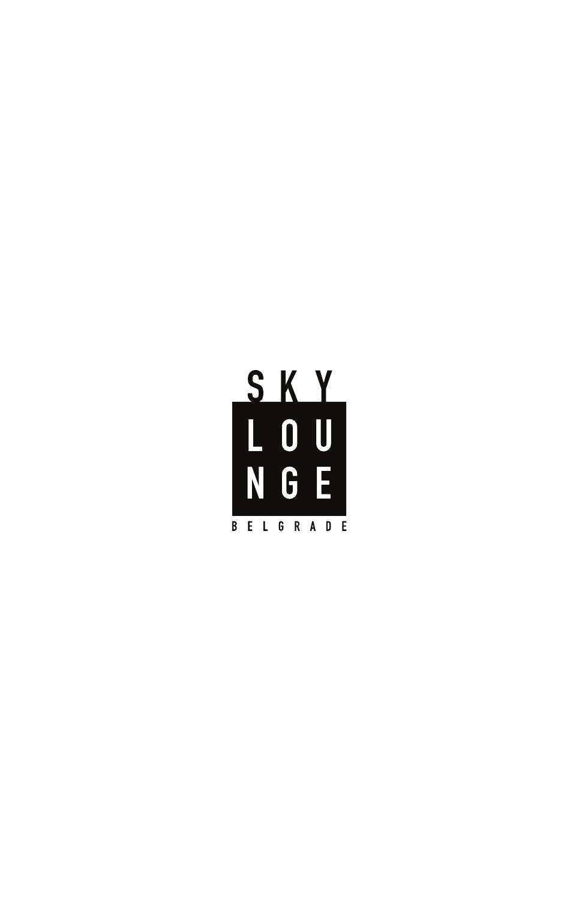# SKY LOUNGE

BELGRADE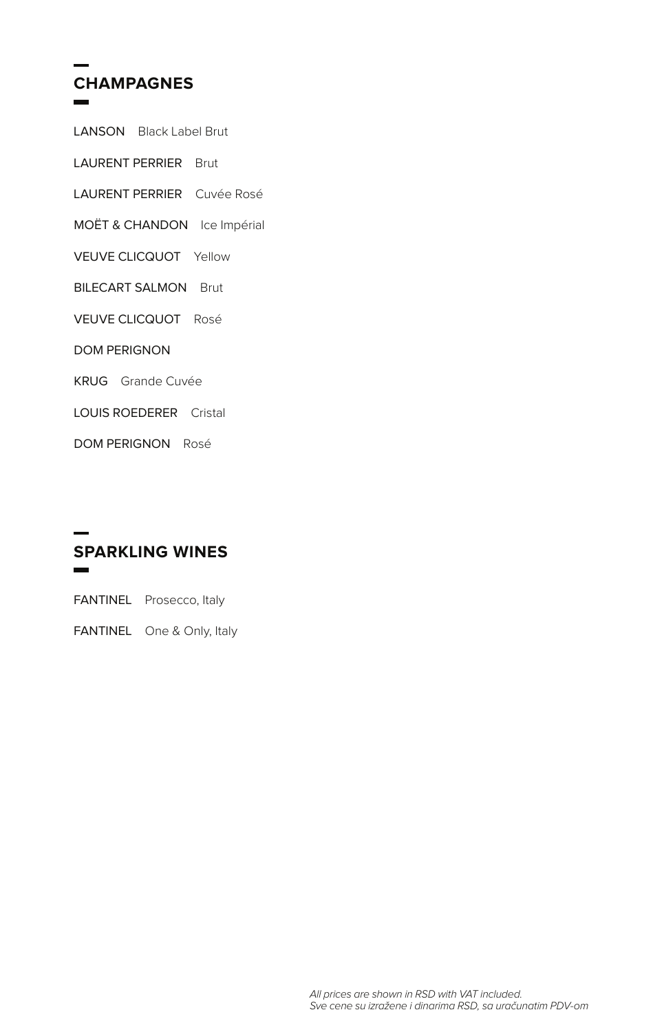## CHAMPAGNES

LANSON Black Label Brut

LAURENT PERRIER Brut

LAURENT PERRIER Cuvée Rosé

MOËT & CHANDON Ice Impérial

VEUVE CLICQUOT Yellow

BILECART SALMON Brut

VEUVE CLICQUOT Rosé

DOM PERIGNON

KRUG Grande Cuvée

LOUIS ROEDERER Cristal

DOM PERIGNON Rosé

## SPARKLING WINES

FANTINEL Prosecco, Italy

FANTINEL One & Only, Italy

*All prices are shown in RSD with VAT included.*
*Sve cene su izražene i dinarima RSD, sa uračunatim PDV-om*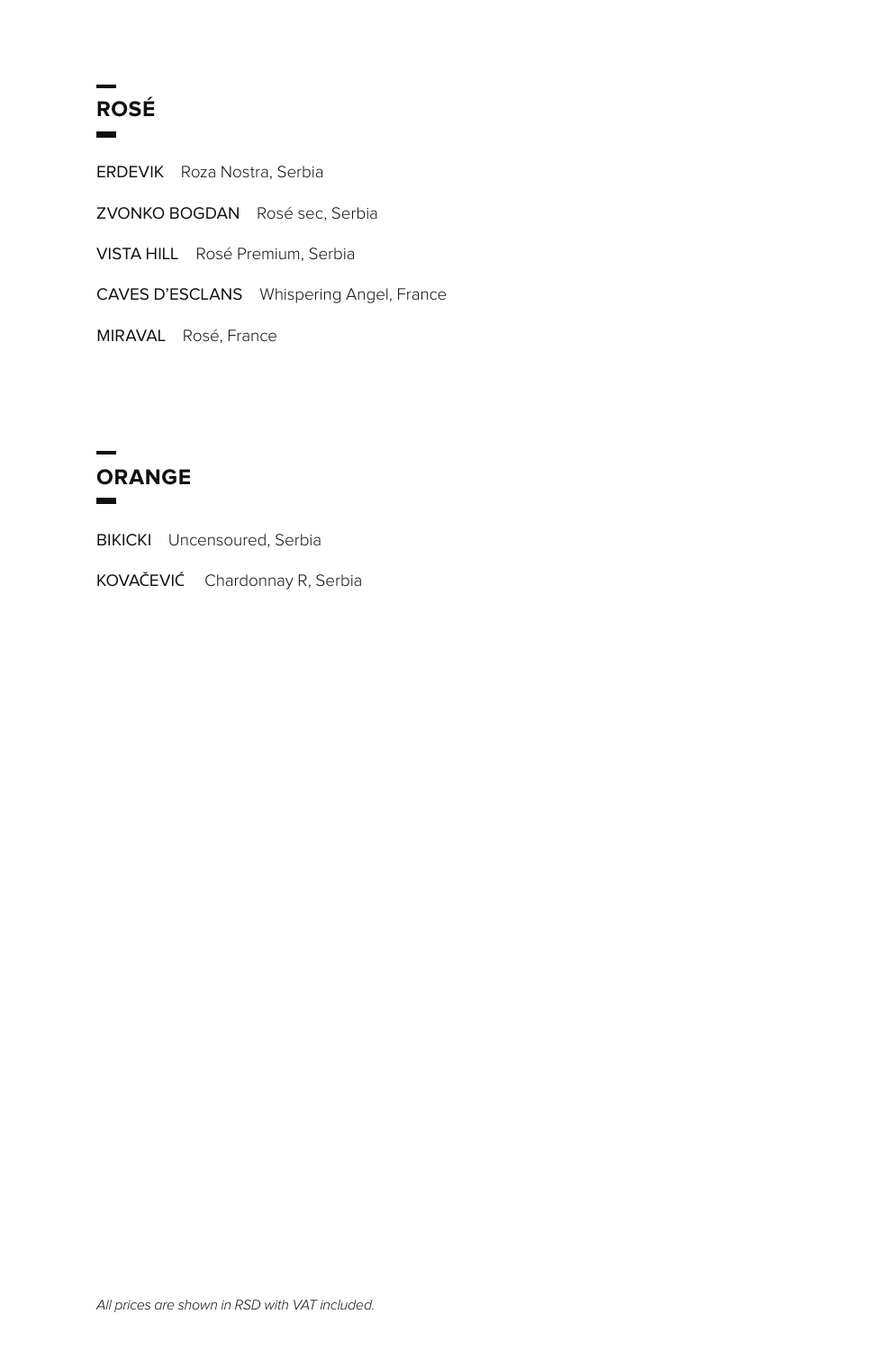## ROSÉ

ERDEVIK Roza Nostra, Serbia

ZVONKO BOGDAN Rosé sec, Serbia

VISTA HILL Rosé Premium, Serbia

CAVES D'ESCLANS Whispering Angel, France

MIRAVAL Rosé, France

## ORANGE

BIKICKI Uncensoured, Serbia

KOVAČEVIĆ Chardonnay R, Serbia

*All prices are shown in RSD with VAT included.*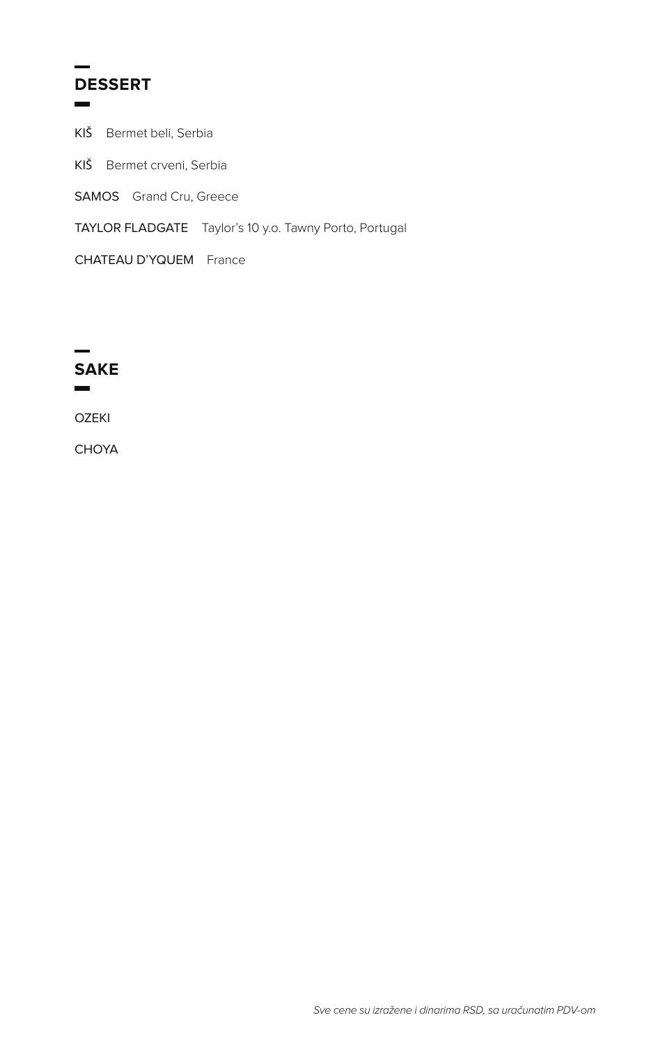## DESSERT

KIŠ Bermet beli, Serbia

KIŠ Bermet crveni, Serbia

SAMOS Grand Cru, Greece

TAYLOR FLADGATE Taylor's 10 y.o. Tawny Porto, Portugal

CHATEAU D'YQUEM France

## SAKE

OZEKI

CHOYA

*Sve cene su izražene i dinarima RSD, sa uračunatim PDV-om*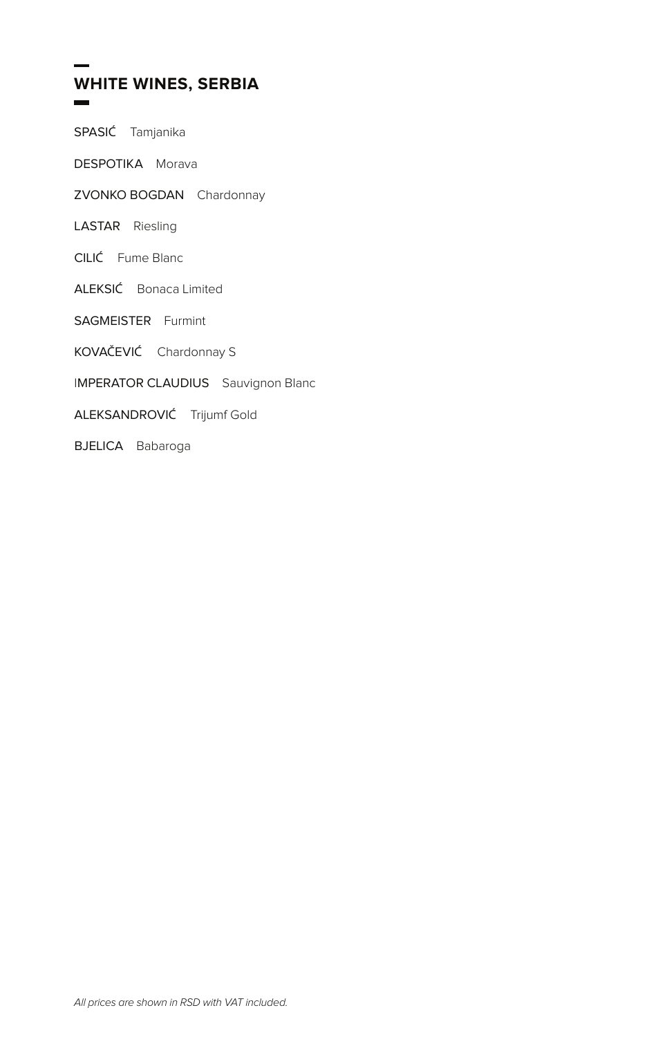## WHITE WINES, SERBIA

SPASIĆ Tamjanika

DESPOTIKA Morava

ZVONKO BOGDAN Chardonnay

LASTAR Riesling

CILIĆ Fume Blanc

ALEKSIĆ Bonaca Limited

SAGMEISTER Furmint

KOVAČEVIĆ Chardonnay S

IMPERATOR CLAUDIUS Sauvignon Blanc

ALEKSANDROVIĆ Trijumf Gold

BJELICA Babaroga

*All prices are shown in RSD with VAT included.*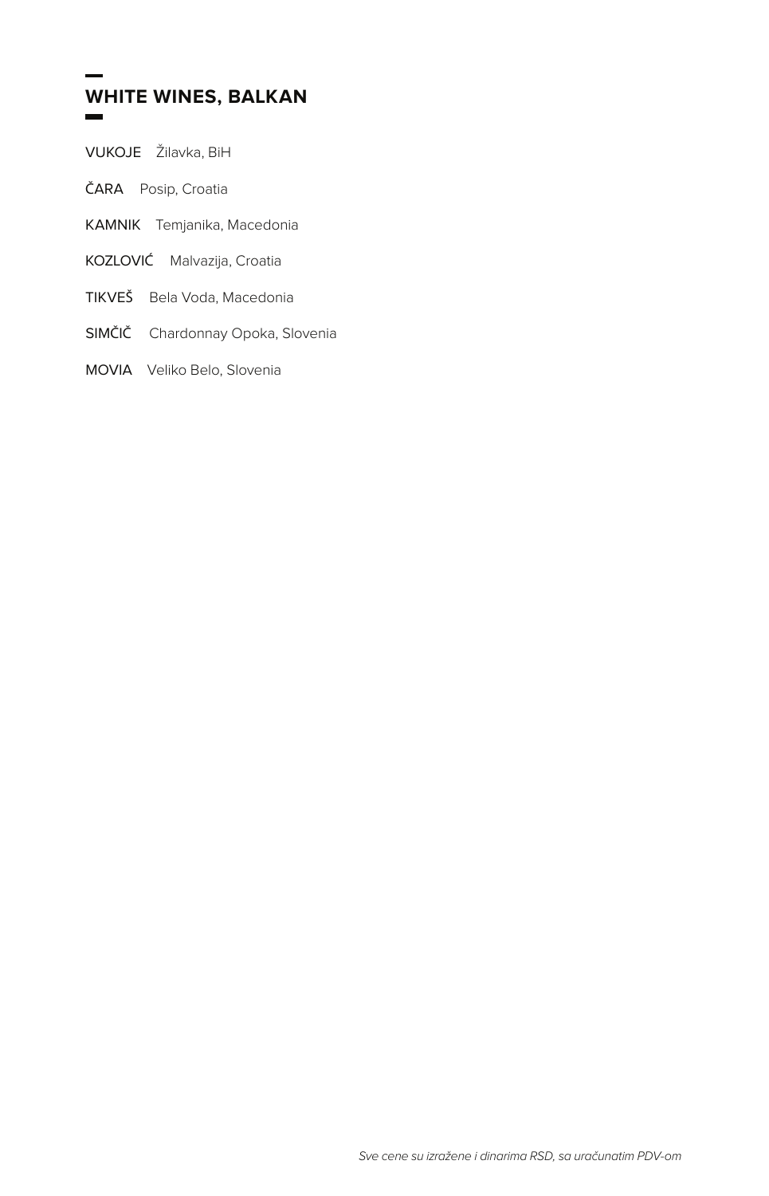## WHITE WINES, BALKAN

VUKOJE Žilavka, BiH

ČARA Posip, Croatia

KAMNIK Temjanika, Macedonia

KOZLOVIĆ Malvazija, Croatia

TIKVEŠ Bela Voda, Macedonia

SIMČIČ Chardonnay Opoka, Slovenia

MOVIA Veliko Belo, Slovenia

*Sve cene su izražene i dinarima RSD, sa uračunatim PDV-om*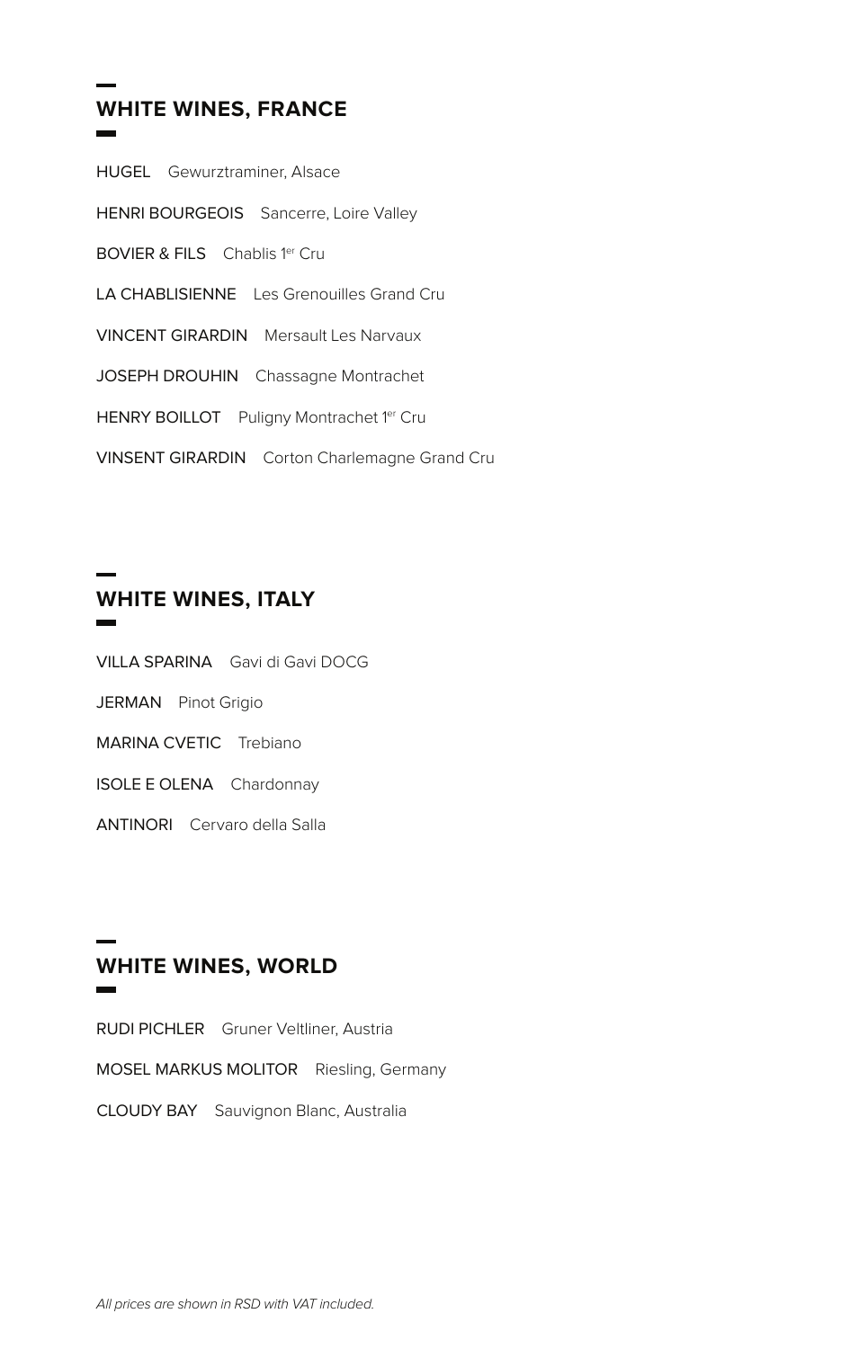## WHITE WINES, FRANCE

HUGEL Gewurztraminer, Alsace

HENRI BOURGEOIS Sancerre, Loire Valley

BOVIER & FILS Chablis 1er Cru

LA CHABLISIENNE Les Grenouilles Grand Cru

VINCENT GIRARDIN Mersault Les Narvaux

JOSEPH DROUHIN Chassagne Montrachet

HENRY BOILLOT Puligny Montrachet 1er Cru

VINSENT GIRARDIN Corton Charlemagne Grand Cru

## WHITE WINES, ITALY

VILLA SPARINA Gavi di Gavi DOCG

JERMAN Pinot Grigio

MARINA CVETIC Trebiano

ISOLE E OLENA Chardonnay

ANTINORI Cervaro della Salla

## WHITE WINES, WORLD

RUDI PICHLER Gruner Veltliner, Austria

MOSEL MARKUS MOLITOR Riesling, Germany

CLOUDY BAY Sauvignon Blanc, Australia

*All prices are shown in RSD with VAT included.*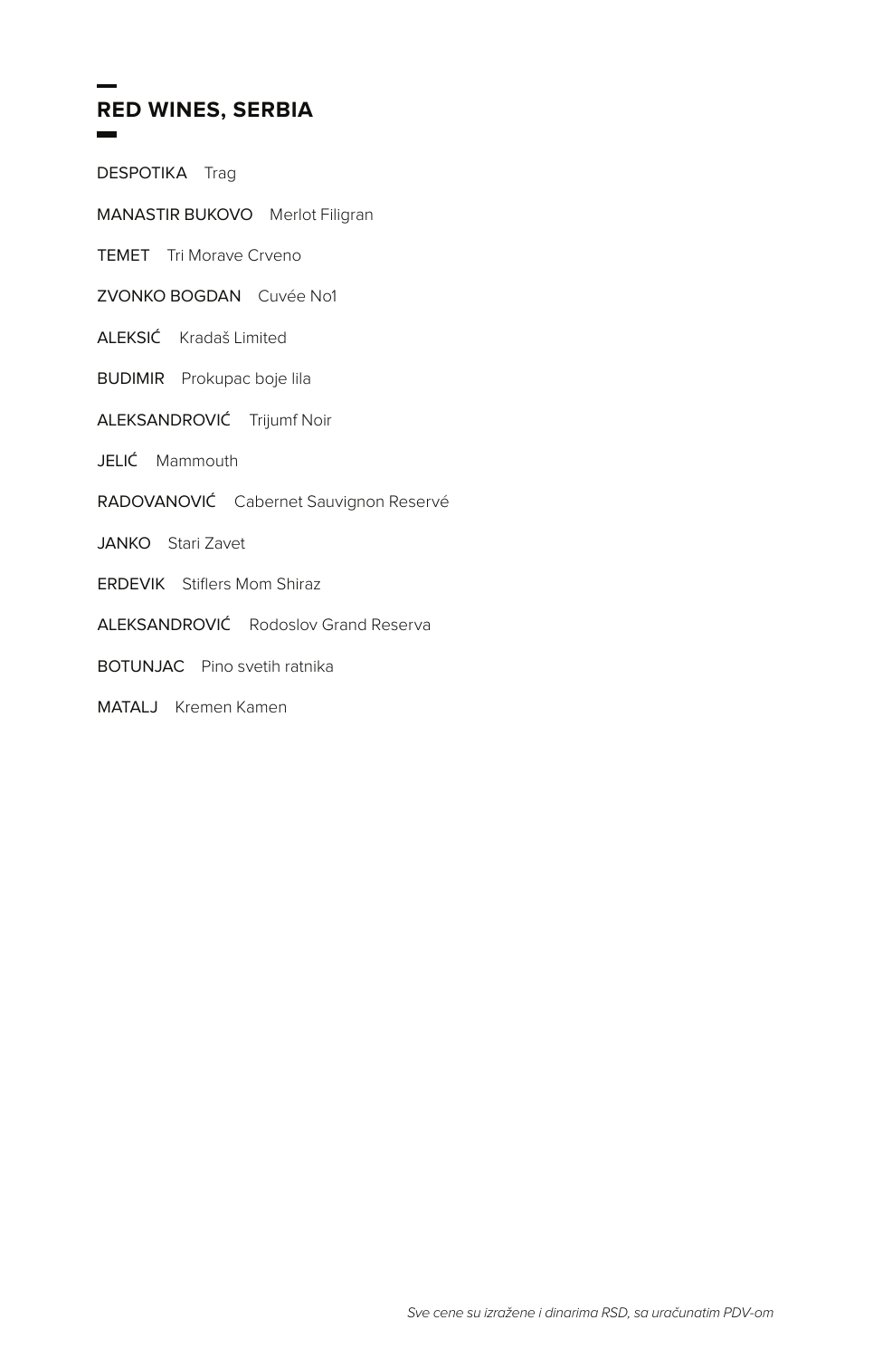## RED WINES, SERBIA

DESPOTIKA Trag

MANASTIR BUKOVO Merlot Filigran

TEMET Tri Morave Crveno

ZVONKO BOGDAN Cuvée No1

ALEKSIĆ Kradaš Limited

BUDIMIR Prokupac boje lila

ALEKSANDROVIĆ Trijumf Noir

JELIĆ Mammouth

RADOVANOVIĆ Cabernet Sauvignon Reservé

JANKO Stari Zavet

ERDEVIK Stiflers Mom Shiraz

ALEKSANDROVIĆ Rodoslov Grand Reserva

BOTUNJAC Pino svetih ratnika

MATALJ Kremen Kamen

*Sve cene su izražene i dinarima RSD, sa uračunatim PDV-om*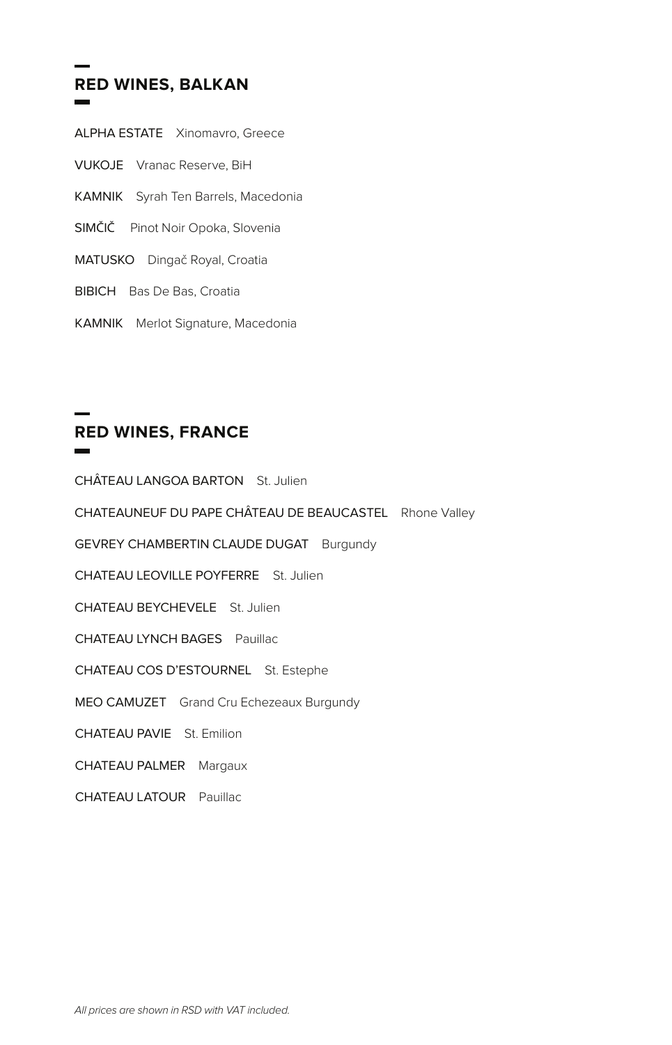## RED WINES, BALKAN

ALPHA ESTATE   Xinomavro, Greece

VUKOJE   Vranac Reserve, BiH

KAMNIK   Syrah Ten Barrels, Macedonia

SIMČIČ   Pinot Noir Opoka, Slovenia

MATUSKO   Dingač Royal, Croatia

BIBICH   Bas De Bas, Croatia

KAMNIK   Merlot Signature, Macedonia

## RED WINES, FRANCE

CHÂTEAU LANGOA BARTON   St. Julien

CHATEAUNEUF DU PAPE CHÂTEAU DE BEAUCASTEL   Rhone Valley

GEVREY CHAMBERTIN CLAUDE DUGAT   Burgundy

CHATEAU LEOVILLE POYFERRE   St. Julien

CHATEAU BEYCHEVELE   St. Julien

CHATEAU LYNCH BAGES   Pauillac

CHATEAU COS D'ESTOURNEL   St. Estephe

MEO CAMUZET   Grand Cru Echezeaux Burgundy

CHATEAU PAVIE   St. Emilion

CHATEAU PALMER   Margaux

CHATEAU LATOUR   Pauillac

*All prices are shown in RSD with VAT included.*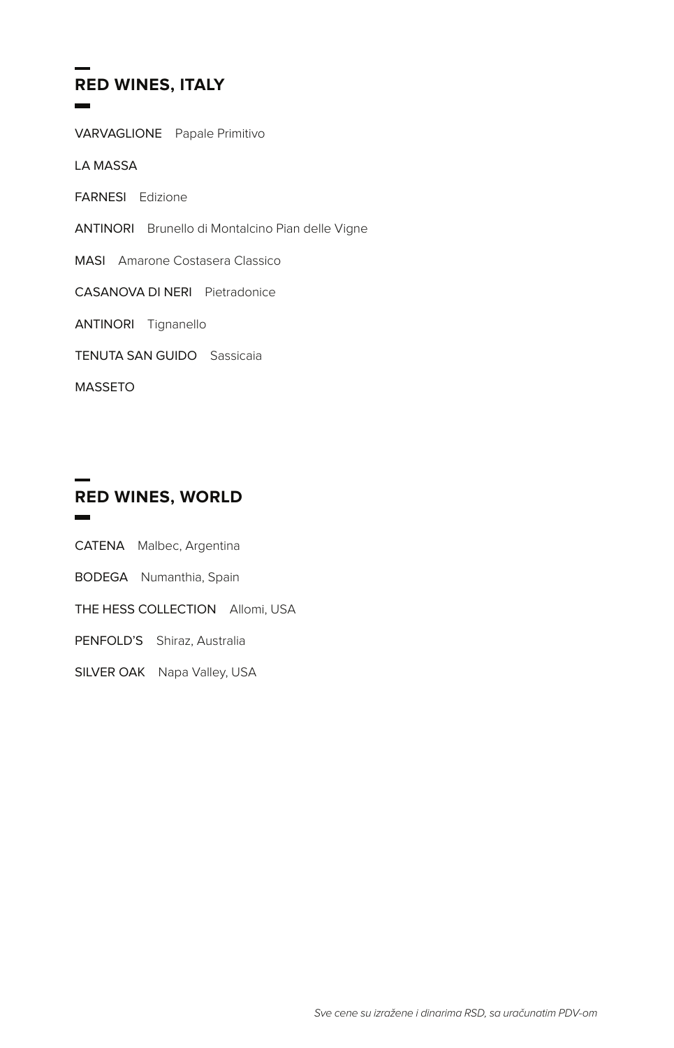## RED WINES, ITALY

VARVAGLIONE Papale Primitivo

LA MASSA

FARNESI Edizione

ANTINORI Brunello di Montalcino Pian delle Vigne

MASI Amarone Costasera Classico

CASANOVA DI NERI Pietradonice

ANTINORI Tignanello

TENUTA SAN GUIDO Sassicaia

MASSETO

## RED WINES, WORLD

CATENA Malbec, Argentina

BODEGA Numanthia, Spain

THE HESS COLLECTION Allomi, USA

PENFOLD'S Shiraz, Australia

SILVER OAK Napa Valley, USA

*Sve cene su izražene i dinarima RSD, sa uračunatim PDV-om*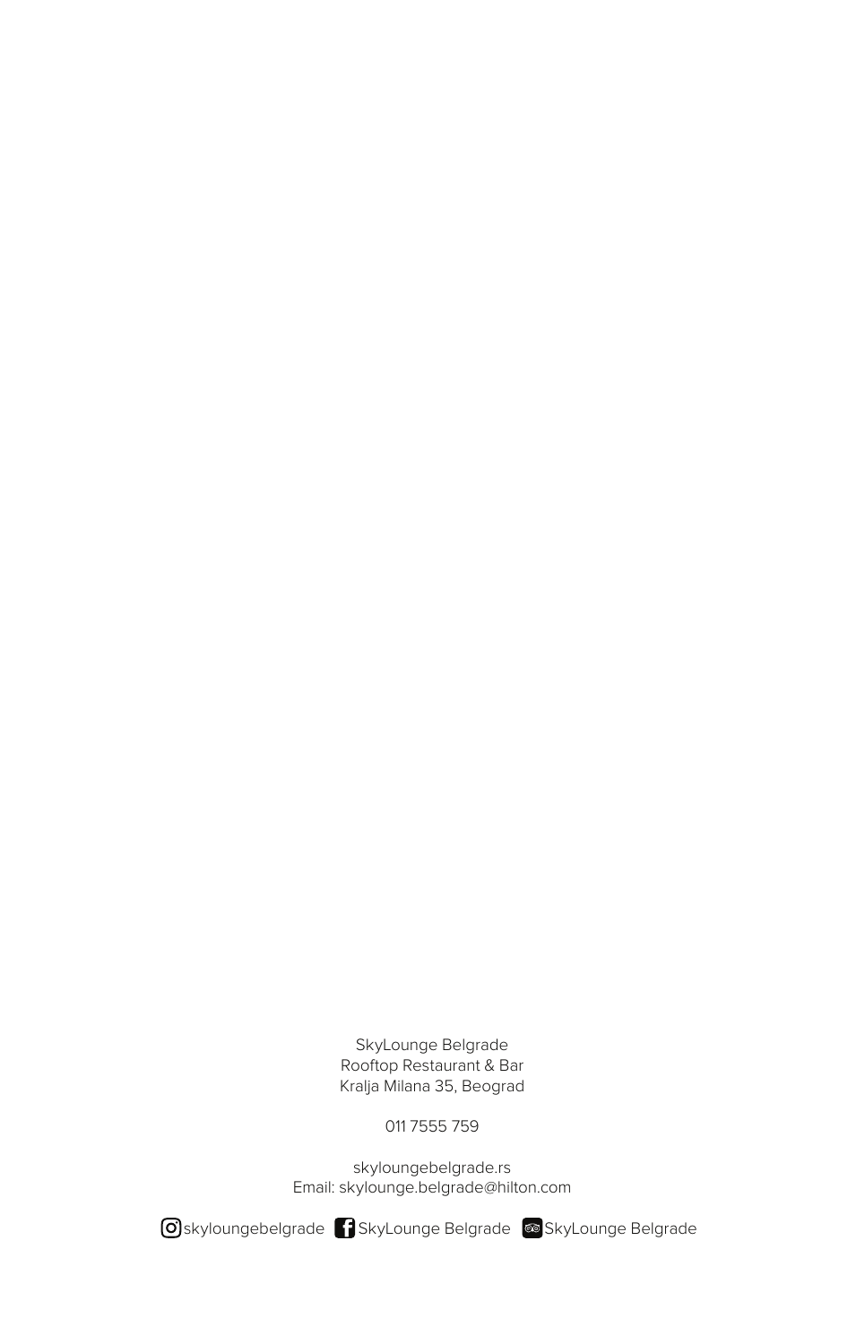SkyLounge Belgrade
Rooftop Restaurant & Bar
Kralja Milana 35, Beograd

011 7555 759

skyloungebelgrade.rs
Email: skylounge.belgrade@hilton.com

skyloungebelgrade SkyLounge Belgrade SkyLounge Belgrade